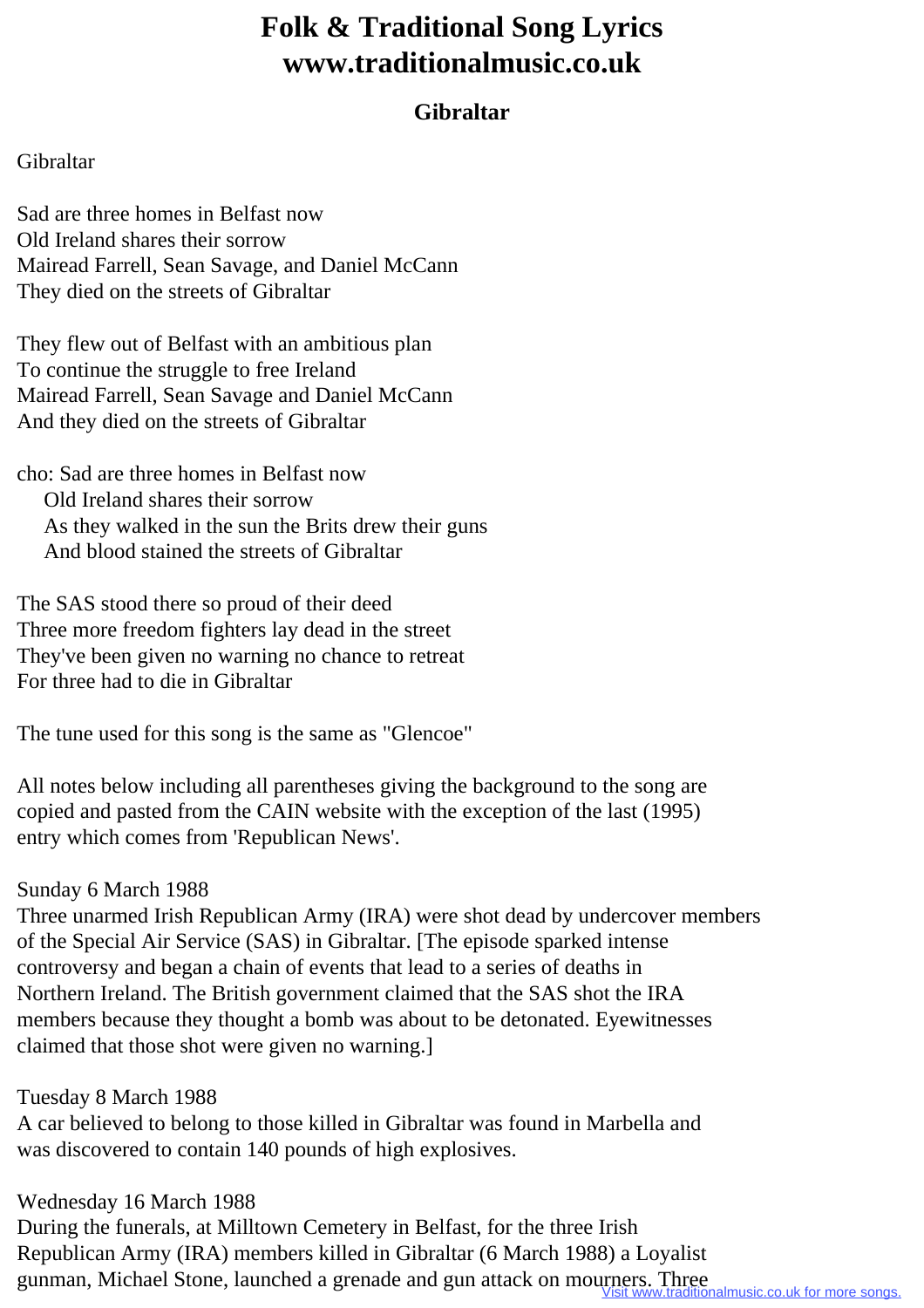# Folk & Traditional Song Lyrics www.traditionalmusic.co.uk

## Gibraltar

Gibraltar

Sad are three homes in Belfast now
Old Ireland shares their sorrow
Mairead Farrell, Sean Savage, and Daniel McCann
They died on the streets of Gibraltar

They flew out of Belfast with an ambitious plan
To continue the struggle to free Ireland
Mairead Farrell, Sean Savage and Daniel McCann
And they died on the streets of Gibraltar

cho: Sad are three homes in Belfast now
Old Ireland shares their sorrow
As they walked in the sun the Brits drew their guns
And blood stained the streets of Gibraltar

The SAS stood there so proud of their deed
Three more freedom fighters lay dead in the street
They've been given no warning no chance to retreat
For three had to die in Gibraltar

The tune used for this song is the same as "Glencoe"

All notes below including all parentheses giving the background to the song are copied and pasted from the CAIN website with the exception of the last (1995) entry which comes from 'Republican News'.

Sunday 6 March 1988
Three unarmed Irish Republican Army (IRA) were shot dead by undercover members of the Special Air Service (SAS) in Gibraltar. [The episode sparked intense controversy and began a chain of events that lead to a series of deaths in Northern Ireland. The British government claimed that the SAS shot the IRA members because they thought a bomb was about to be detonated. Eyewitnesses claimed that those shot were given no warning.]

Tuesday 8 March 1988
A car believed to belong to those killed in Gibraltar was found in Marbella and was discovered to contain 140 pounds of high explosives.

Wednesday 16 March 1988
During the funerals, at Milltown Cemetery in Belfast, for the three Irish Republican Army (IRA) members killed in Gibraltar (6 March 1988) a Loyalist gunman, Michael Stone, launched a grenade and gun attack on mourners. Three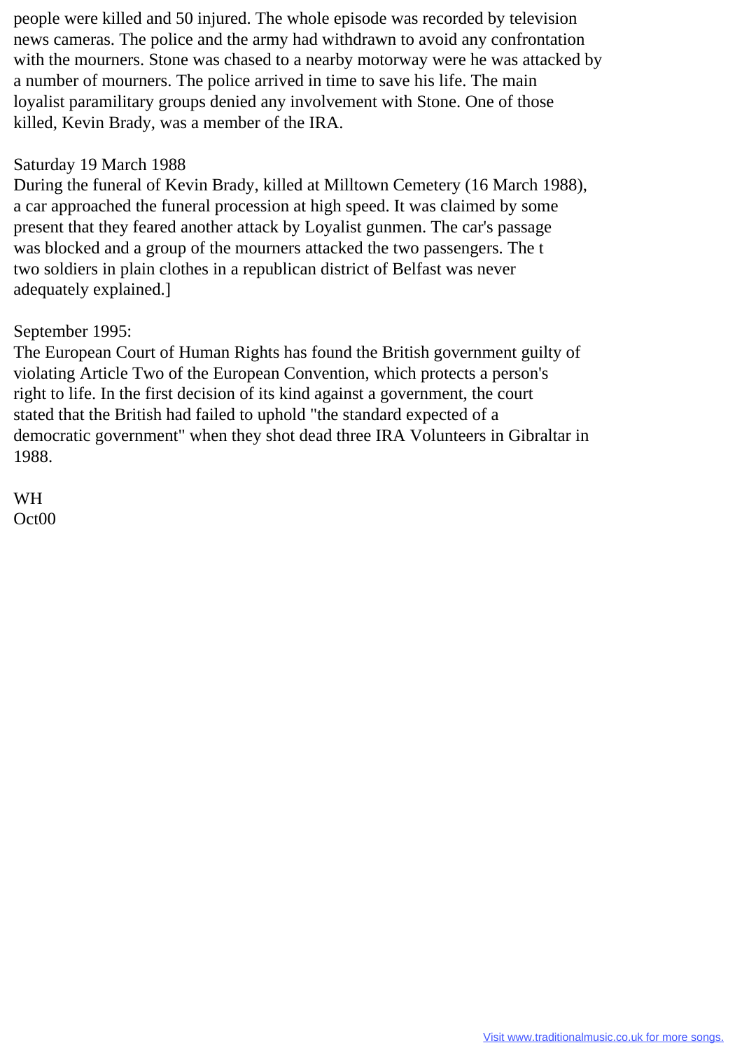people were killed and 50 injured. The whole episode was recorded by television news cameras. The police and the army had withdrawn to avoid any confrontation with the mourners. Stone was chased to a nearby motorway were he was attacked by a number of mourners. The police arrived in time to save his life. The main loyalist paramilitary groups denied any involvement with Stone. One of those killed, Kevin Brady, was a member of the IRA.

Saturday 19 March 1988
During the funeral of Kevin Brady, killed at Milltown Cemetery (16 March 1988), a car approached the funeral procession at high speed. It was claimed by some present that they feared another attack by Loyalist gunmen. The car's passage was blocked and a group of the mourners attacked the two passengers. The t two soldiers in plain clothes in a republican district of Belfast was never adequately explained.]

September 1995:
The European Court of Human Rights has found the British government guilty of violating Article Two of the European Convention, which protects a person's right to life. In the first decision of its kind against a government, the court stated that the British had failed to uphold "the standard expected of a democratic government" when they shot dead three IRA Volunteers in Gibraltar in 1988.

WH
Oct00